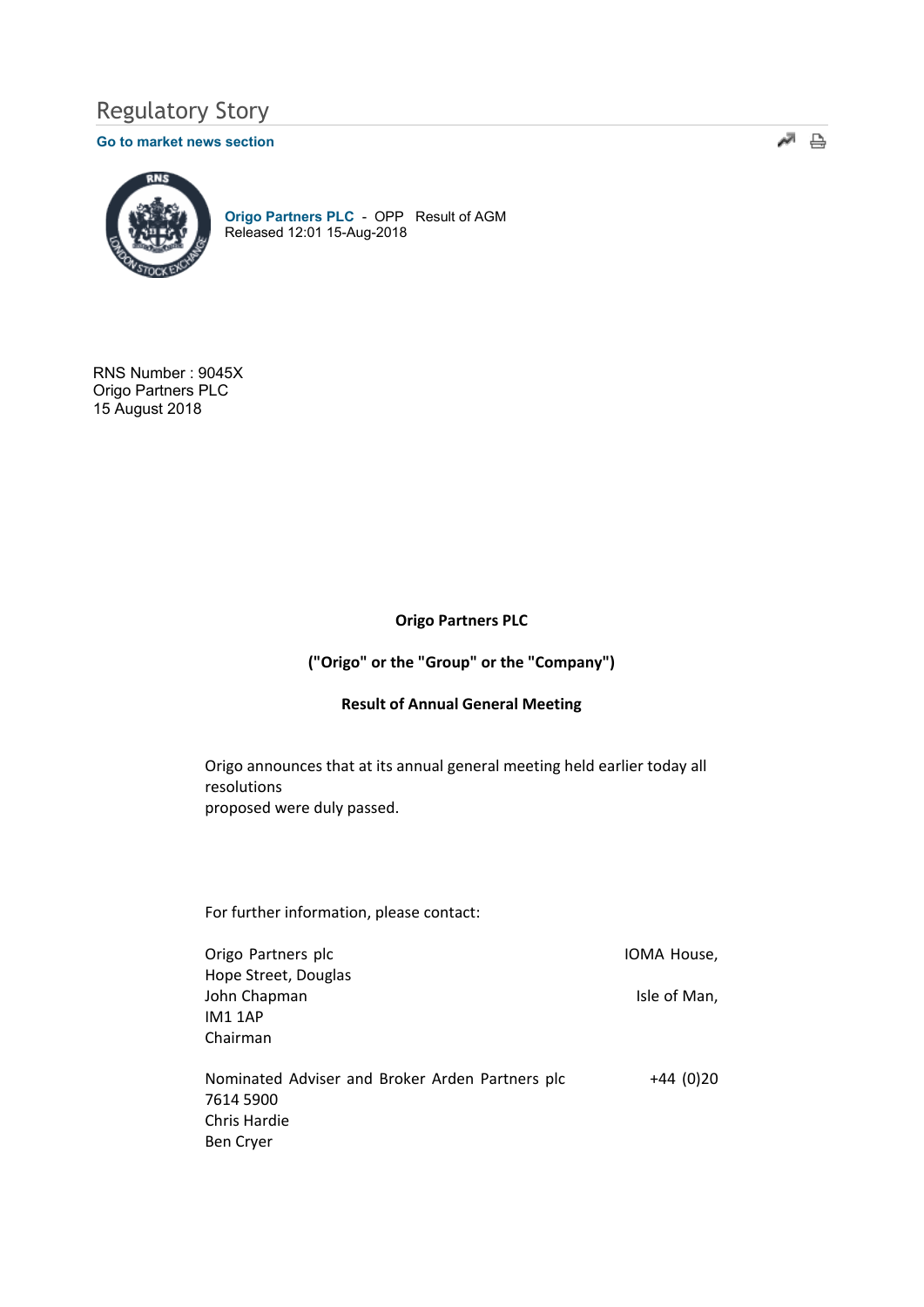Regulatory Story

Go to market news section

**Origo Partners PLC** - OPP Result of AGM
Released 12:01 15-Aug-2018

RNS Number : 9045X
Origo Partners PLC
15 August 2018

**Origo Partners PLC**

**("Origo" or the "Group" or the "Company")**

**Result of Annual General Meeting**

Origo announces that at its annual general meeting held earlier today all resolutions proposed were duly passed.

For further information, please contact:

| | |
|---|---|
| Origo Partners plc<br>John Chapman<br>Chairman | IOMA House, Hope Street, Douglas<br>Isle of Man, IM1 1AP |
| Nominated Adviser and Broker Arden Partners plc<br>Chris Hardie<br>Ben Cryer | +44 (0)20 7614 5900 |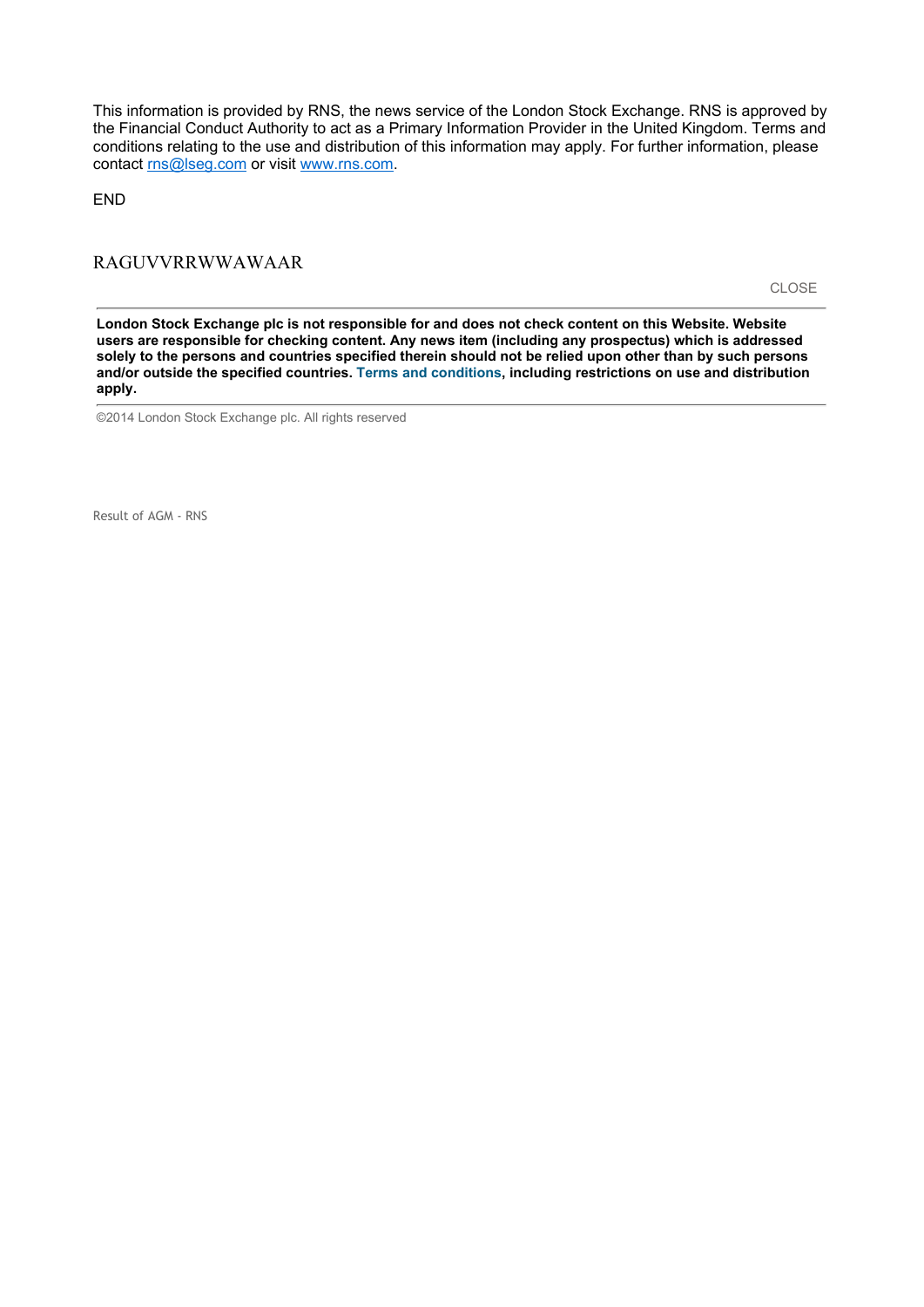This information is provided by RNS, the news service of the London Stock Exchange. RNS is approved by the Financial Conduct Authority to act as a Primary Information Provider in the United Kingdom. Terms and conditions relating to the use and distribution of this information may apply. For further information, please contact rns@lseg.com or visit www.rns.com.

END

RAGUVVRRWWAWAAR

CLOSE

**London Stock Exchange plc is not responsible for and does not check content on this Website. Website users are responsible for checking content. Any news item (including any prospectus) which is addressed solely to the persons and countries specified therein should not be relied upon other than by such persons and/or outside the specified countries. Terms and conditions, including restrictions on use and distribution apply.**

©2014 London Stock Exchange plc. All rights reserved